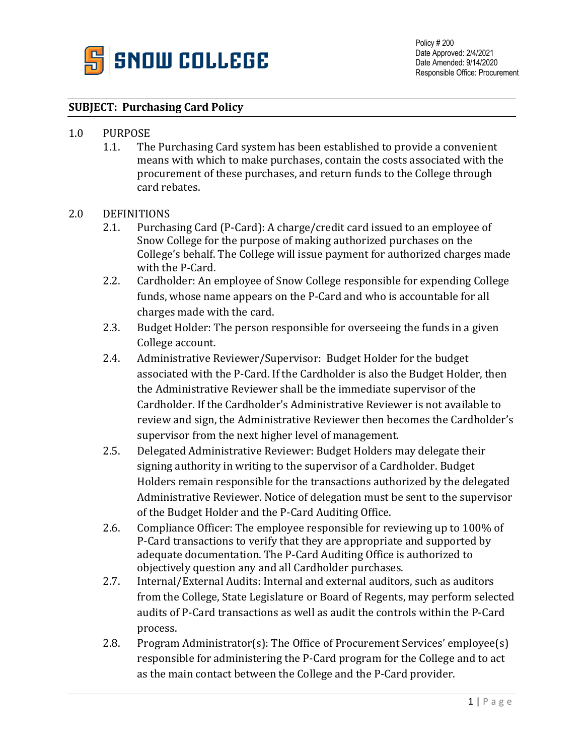SNOW COLLEGE

Policy # 200
Date Approved: 2/4/2021
Date Amended: 9/14/2020
Responsible Office: Procurement

**SUBJECT: Purchasing Card Policy**

1.0 PURPOSE

1.1. The Purchasing Card system has been established to provide a convenient means with which to make purchases, contain the costs associated with the procurement of these purchases, and return funds to the College through card rebates.

2.0 DEFINITIONS

2.1. Purchasing Card (P-Card): A charge/credit card issued to an employee of Snow College for the purpose of making authorized purchases on the College's behalf. The College will issue payment for authorized charges made with the P-Card.

2.2. Cardholder: An employee of Snow College responsible for expending College funds, whose name appears on the P-Card and who is accountable for all charges made with the card.

2.3. Budget Holder: The person responsible for overseeing the funds in a given College account.

2.4. Administrative Reviewer/Supervisor: Budget Holder for the budget associated with the P-Card. If the Cardholder is also the Budget Holder, then the Administrative Reviewer shall be the immediate supervisor of the Cardholder. If the Cardholder's Administrative Reviewer is not available to review and sign, the Administrative Reviewer then becomes the Cardholder's supervisor from the next higher level of management.

2.5. Delegated Administrative Reviewer: Budget Holders may delegate their signing authority in writing to the supervisor of a Cardholder. Budget Holders remain responsible for the transactions authorized by the delegated Administrative Reviewer. Notice of delegation must be sent to the supervisor of the Budget Holder and the P-Card Auditing Office.

2.6. Compliance Officer: The employee responsible for reviewing up to 100% of P-Card transactions to verify that they are appropriate and supported by adequate documentation. The P-Card Auditing Office is authorized to objectively question any and all Cardholder purchases.

2.7. Internal/External Audits: Internal and external auditors, such as auditors from the College, State Legislature or Board of Regents, may perform selected audits of P-Card transactions as well as audit the controls within the P-Card process.

2.8. Program Administrator(s): The Office of Procurement Services' employee(s) responsible for administering the P-Card program for the College and to act as the main contact between the College and the P-Card provider.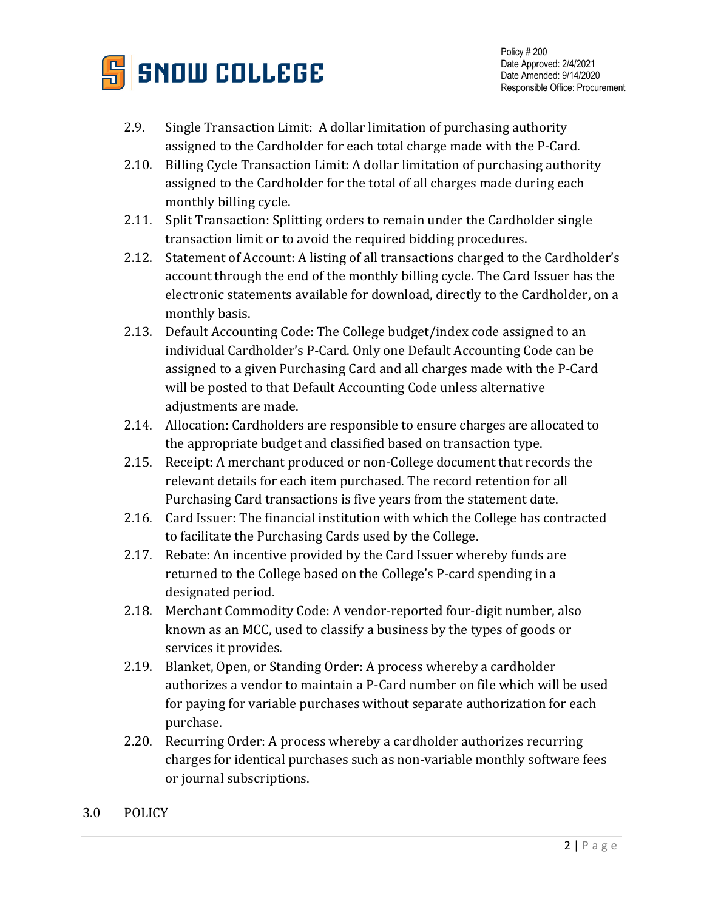2.9. Single Transaction Limit: A dollar limitation of purchasing authority assigned to the Cardholder for each total charge made with the P-Card.

2.10. Billing Cycle Transaction Limit: A dollar limitation of purchasing authority assigned to the Cardholder for the total of all charges made during each monthly billing cycle.

2.11. Split Transaction: Splitting orders to remain under the Cardholder single transaction limit or to avoid the required bidding procedures.

2.12. Statement of Account: A listing of all transactions charged to the Cardholder's account through the end of the monthly billing cycle. The Card Issuer has the electronic statements available for download, directly to the Cardholder, on a monthly basis.

2.13. Default Accounting Code: The College budget/index code assigned to an individual Cardholder's P-Card. Only one Default Accounting Code can be assigned to a given Purchasing Card and all charges made with the P-Card will be posted to that Default Accounting Code unless alternative adjustments are made.

2.14. Allocation: Cardholders are responsible to ensure charges are allocated to the appropriate budget and classified based on transaction type.

2.15. Receipt: A merchant produced or non-College document that records the relevant details for each item purchased. The record retention for all Purchasing Card transactions is five years from the statement date.

2.16. Card Issuer: The financial institution with which the College has contracted to facilitate the Purchasing Cards used by the College.

2.17. Rebate: An incentive provided by the Card Issuer whereby funds are returned to the College based on the College's P-card spending in a designated period.

2.18. Merchant Commodity Code: A vendor-reported four-digit number, also known as an MCC, used to classify a business by the types of goods or services it provides.

2.19. Blanket, Open, or Standing Order: A process whereby a cardholder authorizes a vendor to maintain a P-Card number on file which will be used for paying for variable purchases without separate authorization for each purchase.

2.20. Recurring Order: A process whereby a cardholder authorizes recurring charges for identical purchases such as non-variable monthly software fees or journal subscriptions.

## 3.0 POLICY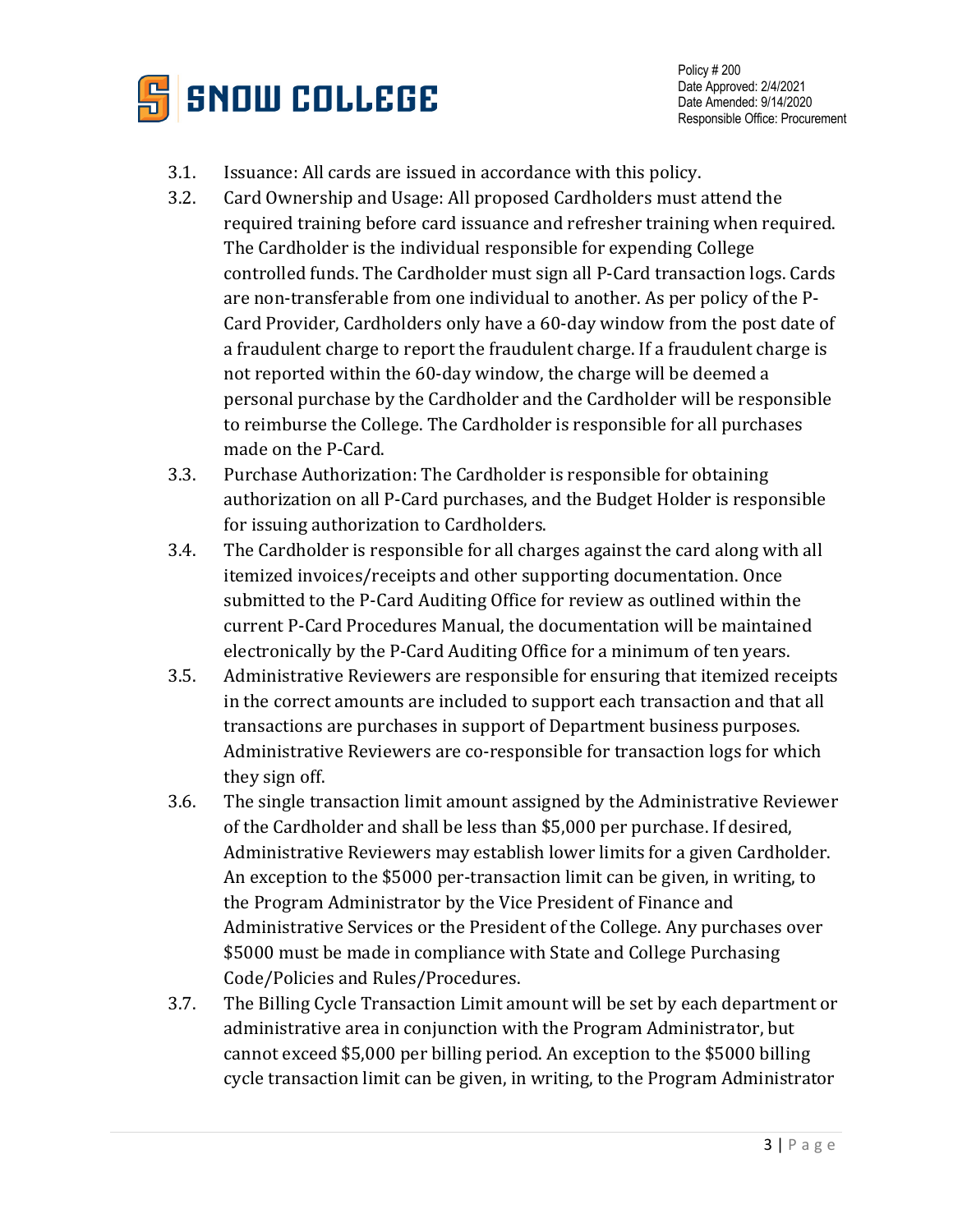3.1. Issuance: All cards are issued in accordance with this policy.

3.2. Card Ownership and Usage: All proposed Cardholders must attend the required training before card issuance and refresher training when required. The Cardholder is the individual responsible for expending College controlled funds. The Cardholder must sign all P-Card transaction logs. Cards are non-transferable from one individual to another. As per policy of the P-Card Provider, Cardholders only have a 60-day window from the post date of a fraudulent charge to report the fraudulent charge. If a fraudulent charge is not reported within the 60-day window, the charge will be deemed a personal purchase by the Cardholder and the Cardholder will be responsible to reimburse the College. The Cardholder is responsible for all purchases made on the P-Card.

3.3. Purchase Authorization: The Cardholder is responsible for obtaining authorization on all P-Card purchases, and the Budget Holder is responsible for issuing authorization to Cardholders.

3.4. The Cardholder is responsible for all charges against the card along with all itemized invoices/receipts and other supporting documentation. Once submitted to the P-Card Auditing Office for review as outlined within the current P-Card Procedures Manual, the documentation will be maintained electronically by the P-Card Auditing Office for a minimum of ten years.

3.5. Administrative Reviewers are responsible for ensuring that itemized receipts in the correct amounts are included to support each transaction and that all transactions are purchases in support of Department business purposes. Administrative Reviewers are co-responsible for transaction logs for which they sign off.

3.6. The single transaction limit amount assigned by the Administrative Reviewer of the Cardholder and shall be less than $5,000 per purchase. If desired, Administrative Reviewers may establish lower limits for a given Cardholder. An exception to the $5000 per-transaction limit can be given, in writing, to the Program Administrator by the Vice President of Finance and Administrative Services or the President of the College. Any purchases over $5000 must be made in compliance with State and College Purchasing Code/Policies and Rules/Procedures.

3.7. The Billing Cycle Transaction Limit amount will be set by each department or administrative area in conjunction with the Program Administrator, but cannot exceed $5,000 per billing period. An exception to the $5000 billing cycle transaction limit can be given, in writing, to the Program Administrator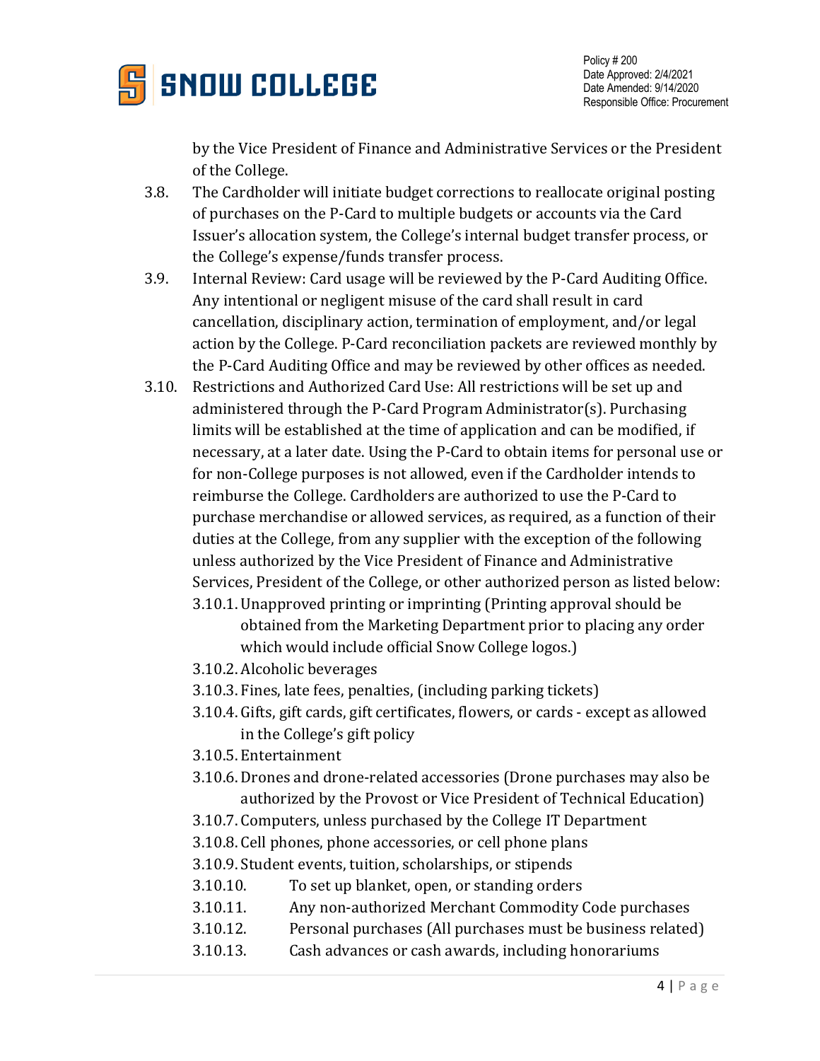by the Vice President of Finance and Administrative Services or the President of the College.

3.8. The Cardholder will initiate budget corrections to reallocate original posting of purchases on the P-Card to multiple budgets or accounts via the Card Issuer's allocation system, the College's internal budget transfer process, or the College's expense/funds transfer process.

3.9. Internal Review: Card usage will be reviewed by the P-Card Auditing Office. Any intentional or negligent misuse of the card shall result in card cancellation, disciplinary action, termination of employment, and/or legal action by the College. P-Card reconciliation packets are reviewed monthly by the P-Card Auditing Office and may be reviewed by other offices as needed.

3.10. Restrictions and Authorized Card Use: All restrictions will be set up and administered through the P-Card Program Administrator(s). Purchasing limits will be established at the time of application and can be modified, if necessary, at a later date. Using the P-Card to obtain items for personal use or for non-College purposes is not allowed, even if the Cardholder intends to reimburse the College. Cardholders are authorized to use the P-Card to purchase merchandise or allowed services, as required, as a function of their duties at the College, from any supplier with the exception of the following unless authorized by the Vice President of Finance and Administrative Services, President of the College, or other authorized person as listed below:

- 3.10.1. Unapproved printing or imprinting (Printing approval should be obtained from the Marketing Department prior to placing any order which would include official Snow College logos.)
- 3.10.2. Alcoholic beverages
- 3.10.3. Fines, late fees, penalties, (including parking tickets)
- 3.10.4. Gifts, gift cards, gift certificates, flowers, or cards - except as allowed in the College's gift policy
- 3.10.5. Entertainment
- 3.10.6. Drones and drone-related accessories (Drone purchases may also be authorized by the Provost or Vice President of Technical Education)
- 3.10.7. Computers, unless purchased by the College IT Department
- 3.10.8. Cell phones, phone accessories, or cell phone plans
- 3.10.9. Student events, tuition, scholarships, or stipends
- 3.10.10. To set up blanket, open, or standing orders
- 3.10.11. Any non-authorized Merchant Commodity Code purchases
- 3.10.12. Personal purchases (All purchases must be business related)
- 3.10.13. Cash advances or cash awards, including honorariums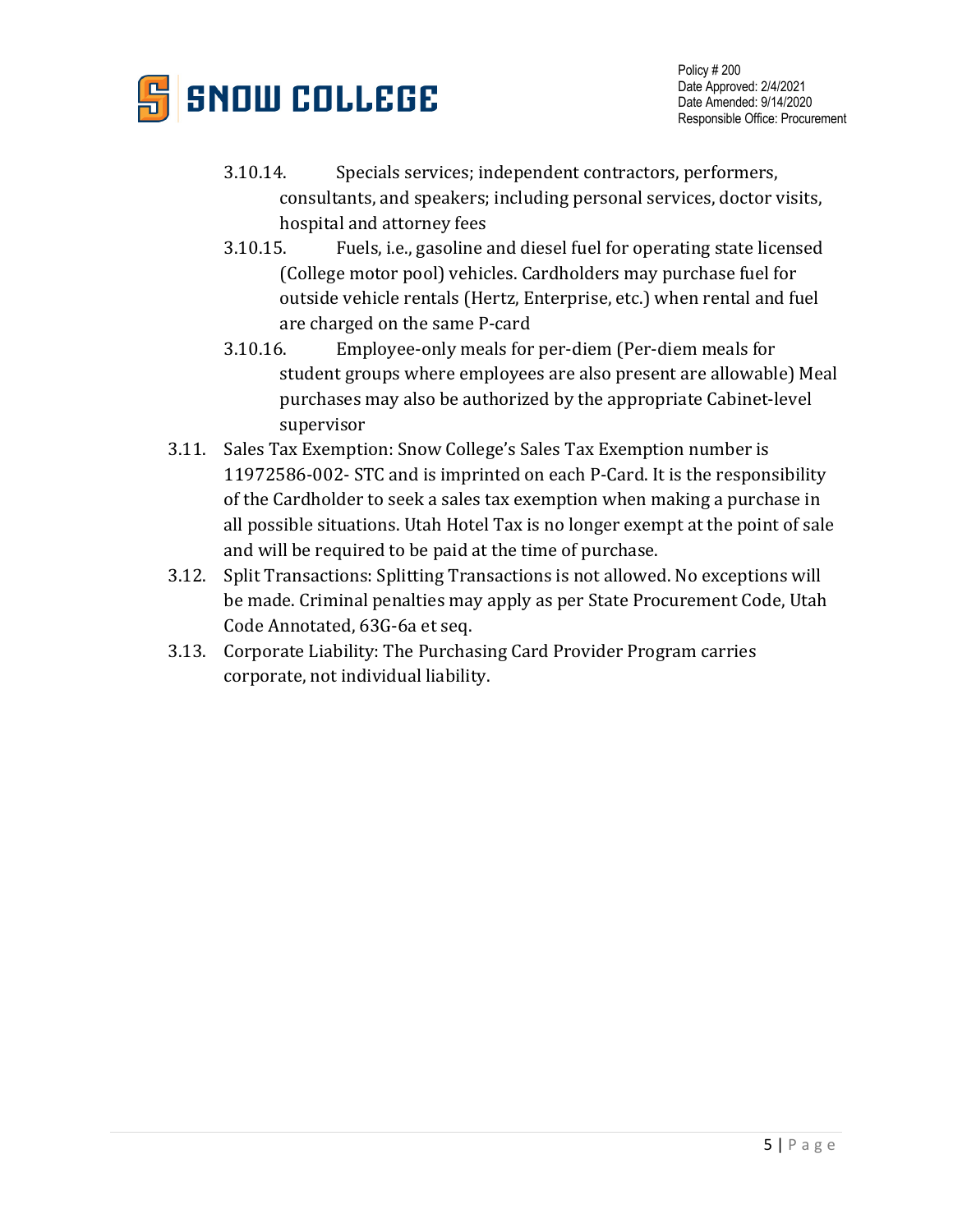3.10.14. Specials services; independent contractors, performers, consultants, and speakers; including personal services, doctor visits, hospital and attorney fees

3.10.15. Fuels, i.e., gasoline and diesel fuel for operating state licensed (College motor pool) vehicles. Cardholders may purchase fuel for outside vehicle rentals (Hertz, Enterprise, etc.) when rental and fuel are charged on the same P-card

3.10.16. Employee-only meals for per-diem (Per-diem meals for student groups where employees are also present are allowable) Meal purchases may also be authorized by the appropriate Cabinet-level supervisor

3.11. Sales Tax Exemption: Snow College's Sales Tax Exemption number is 11972586-002- STC and is imprinted on each P-Card. It is the responsibility of the Cardholder to seek a sales tax exemption when making a purchase in all possible situations. Utah Hotel Tax is no longer exempt at the point of sale and will be required to be paid at the time of purchase.

3.12. Split Transactions: Splitting Transactions is not allowed. No exceptions will be made. Criminal penalties may apply as per State Procurement Code, Utah Code Annotated, 63G-6a et seq.

3.13. Corporate Liability: The Purchasing Card Provider Program carries corporate, not individual liability.